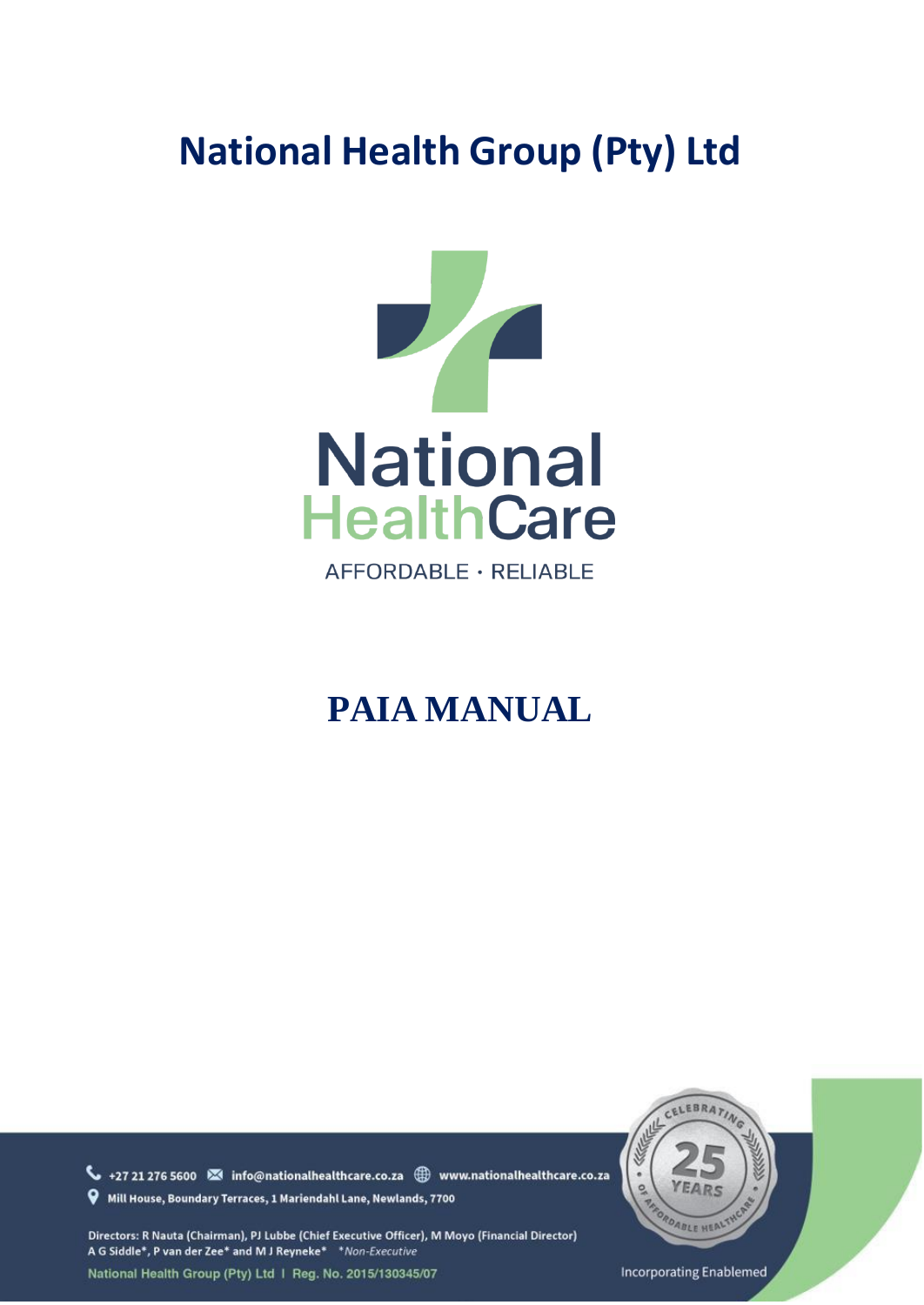# National Health Group (Pty) Ltd

National
HealthCare

AFFORDABLE · RELIABLE

# PAIA MANUAL

+27 21 276 5600 info@nationalhealthcare.co.za www.nationalhealthcare.co.za

Mill House, Boundary Terraces, 1 Mariendahl Lane, Newlands, 7700

Directors: R Nauta (Chairman), PJ Lubbe (Chief Executive Officer), M Moyo (Financial Director)
A G Siddle*, P van der Zee* and M J Reyneke* *Non-Executive

National Health Group (Pty) Ltd I Reg. No. 2015/130345/07

CELEBRATING 25 YEARS OF AFFORDABLE HEALTHCARE

Incorporating Enablemed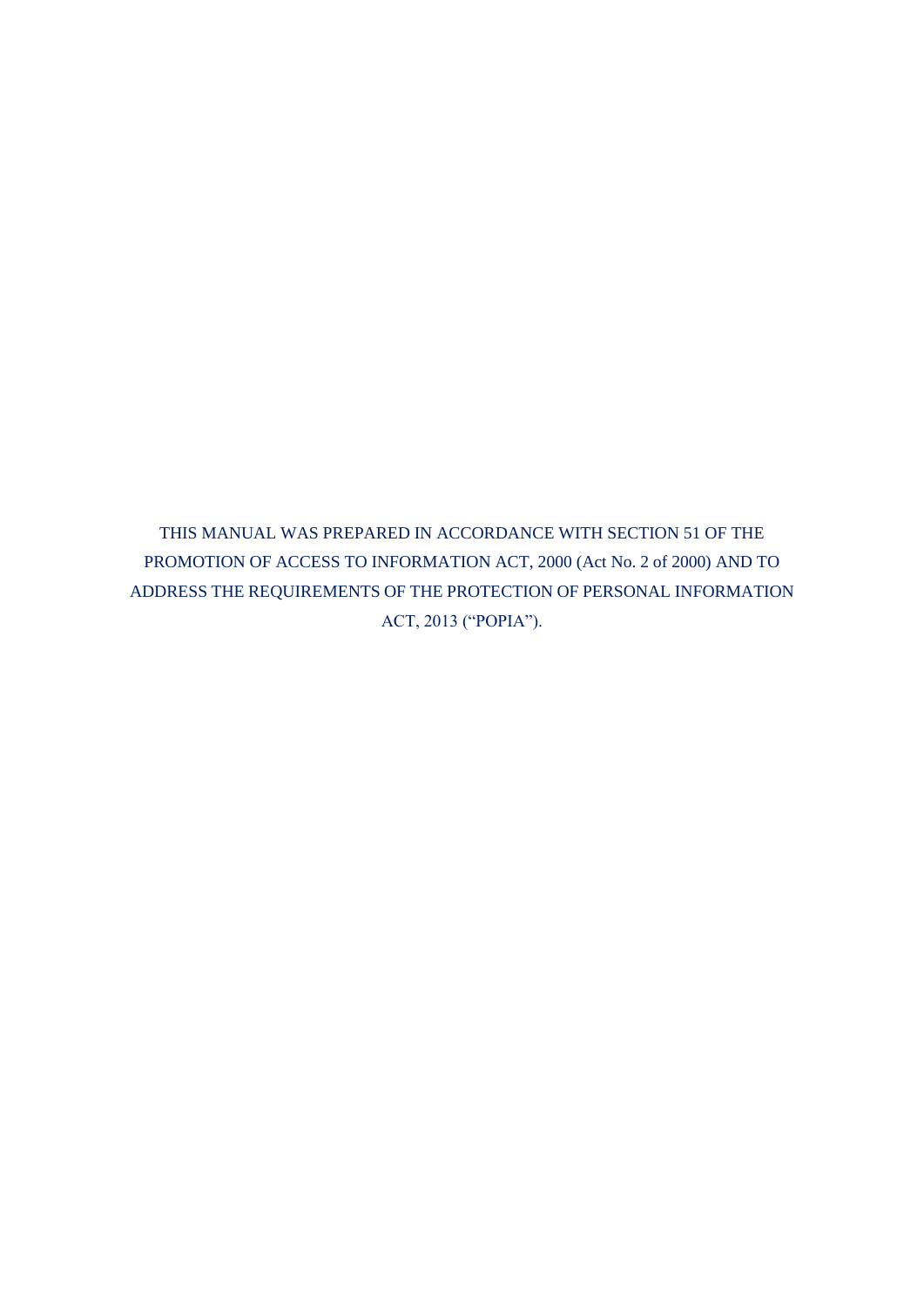THIS MANUAL WAS PREPARED IN ACCORDANCE WITH SECTION 51 OF THE PROMOTION OF ACCESS TO INFORMATION ACT, 2000 (Act No. 2 of 2000) AND TO ADDRESS THE REQUIREMENTS OF THE PROTECTION OF PERSONAL INFORMATION ACT, 2013 ("POPIA").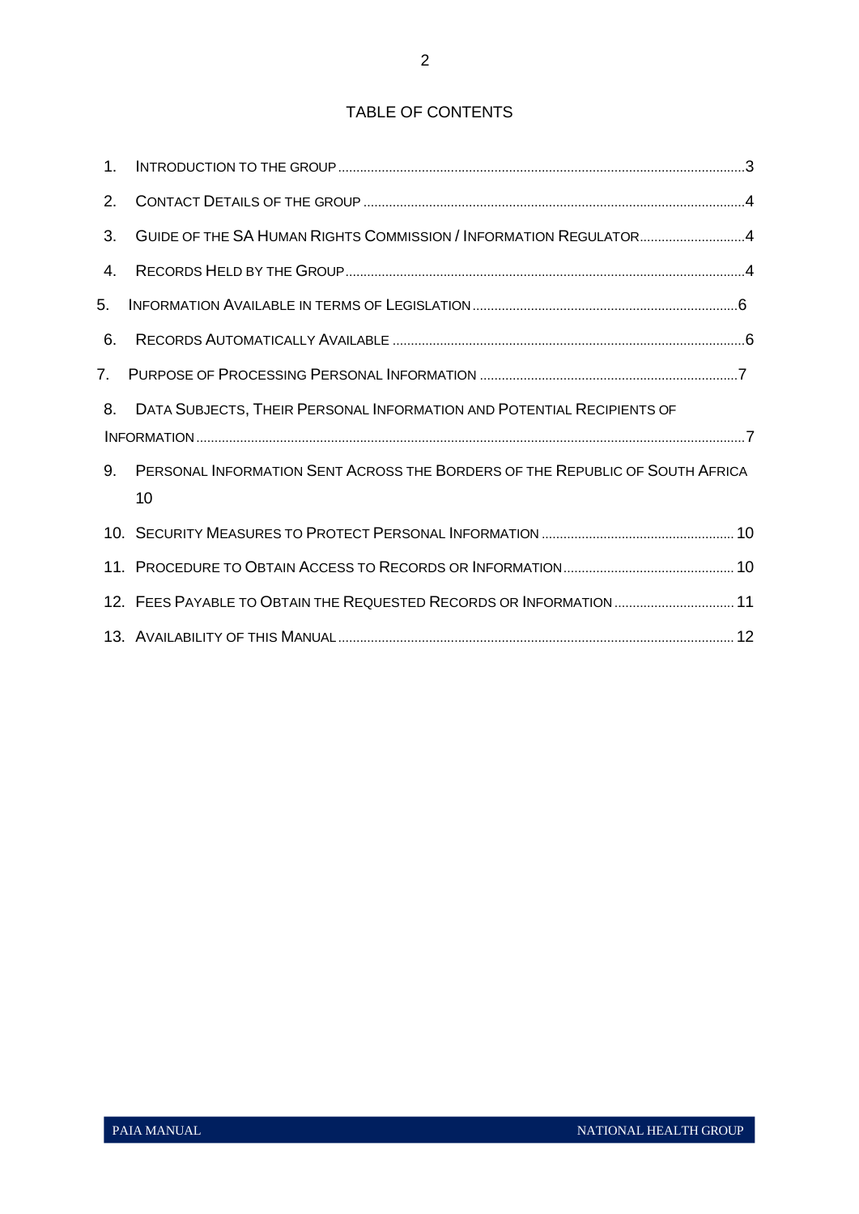# TABLE OF CONTENTS

1. Introduction to the Group .......... 3
2. Contact Details of the Group .......... 4
3. Guide of the SA Human Rights Commission / Information Regulator .......... 4
4. Records Held by the Group .......... 4
5. Information Available in terms of Legislation .......... 6
6. Records Automatically Available .......... 6
7. Purpose of Processing Personal Information .......... 7
8. Data Subjects, Their Personal Information and Potential Recipients of Information .......... 7
9. Personal Information Sent Across the Borders of the Republic of South Africa .......... 10
10. Security Measures to Protect Personal Information .......... 10
11. Procedure to Obtain Access to Records or Information .......... 10
12. Fees Payable to Obtain the Requested Records or Information .......... 11
13. Availability of this Manual .......... 12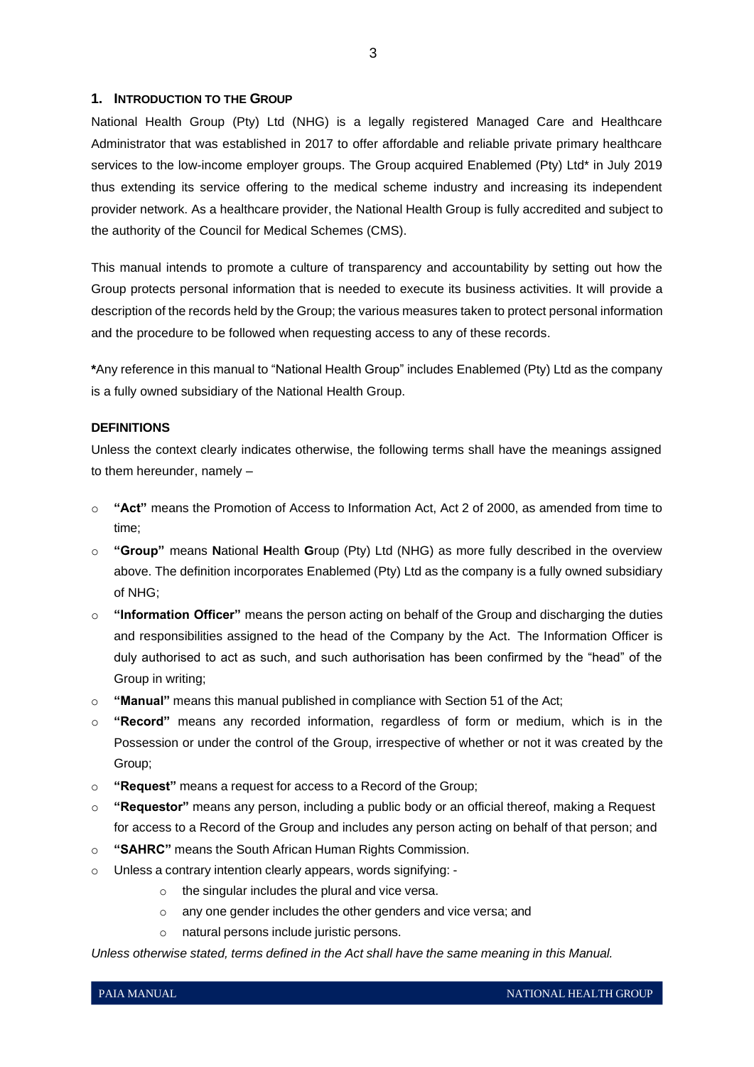## 1. INTRODUCTION TO THE GROUP

National Health Group (Pty) Ltd (NHG) is a legally registered Managed Care and Healthcare Administrator that was established in 2017 to offer affordable and reliable private primary healthcare services to the low-income employer groups. The Group acquired Enablemed (Pty) Ltd* in July 2019 thus extending its service offering to the medical scheme industry and increasing its independent provider network. As a healthcare provider, the National Health Group is fully accredited and subject to the authority of the Council for Medical Schemes (CMS).

This manual intends to promote a culture of transparency and accountability by setting out how the Group protects personal information that is needed to execute its business activities. It will provide a description of the records held by the Group; the various measures taken to protect personal information and the procedure to be followed when requesting access to any of these records.

**\***Any reference in this manual to "National Health Group" includes Enablemed (Pty) Ltd as the company is a fully owned subsidiary of the National Health Group.

### DEFINITIONS

Unless the context clearly indicates otherwise, the following terms shall have the meanings assigned to them hereunder, namely –

- **"Act"** means the Promotion of Access to Information Act, Act 2 of 2000, as amended from time to time;
- **"Group"** means **N**ational **H**ealth **G**roup (Pty) Ltd (NHG) as more fully described in the overview above. The definition incorporates Enablemed (Pty) Ltd as the company is a fully owned subsidiary of NHG;
- **"Information Officer"** means the person acting on behalf of the Group and discharging the duties and responsibilities assigned to the head of the Company by the Act. The Information Officer is duly authorised to act as such, and such authorisation has been confirmed by the "head" of the Group in writing;
- **"Manual"** means this manual published in compliance with Section 51 of the Act;
- **"Record"** means any recorded information, regardless of form or medium, which is in the Possession or under the control of the Group, irrespective of whether or not it was created by the Group;
- **"Request"** means a request for access to a Record of the Group;
- **"Requestor"** means any person, including a public body or an official thereof, making a Request for access to a Record of the Group and includes any person acting on behalf of that person; and
- **"SAHRC"** means the South African Human Rights Commission.
- Unless a contrary intention clearly appears, words signifying: -
    - the singular includes the plural and vice versa.
    - any one gender includes the other genders and vice versa; and
    - natural persons include juristic persons.

*Unless otherwise stated, terms defined in the Act shall have the same meaning in this Manual.*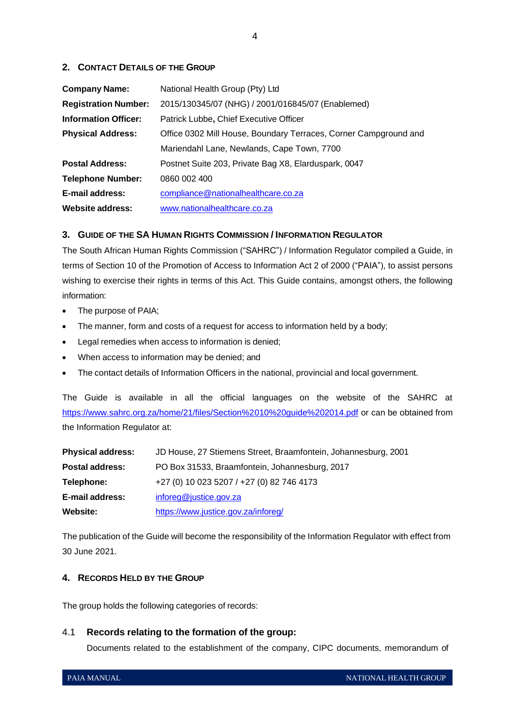## 2. Contact Details of the Group

| | |
|---|---|
| **Company Name:** | National Health Group (Pty) Ltd |
| **Registration Number:** | 2015/130345/07 (NHG) / 2001/016845/07 (Enablemed) |
| **Information Officer:** | Patrick Lubbe**,** Chief Executive Officer |
| **Physical Address:** | Office 0302 Mill House, Boundary Terraces, Corner Campground and Mariendahl Lane, Newlands, Cape Town, 7700 |
| **Postal Address:** | Postnet Suite 203, Private Bag X8, Elarduspark, 0047 |
| **Telephone Number:** | 0860 002 400 |
| **E-mail address:** | compliance@nationalhealthcare.co.za |
| **Website address:** | www.nationalhealthcare.co.za |

## 3. Guide of the SA Human Rights Commission / Information Regulator

The South African Human Rights Commission ("SAHRC") / Information Regulator compiled a Guide, in terms of Section 10 of the Promotion of Access to Information Act 2 of 2000 ("PAIA"), to assist persons wishing to exercise their rights in terms of this Act. This Guide contains, amongst others, the following information:

- The purpose of PAIA;
- The manner, form and costs of a request for access to information held by a body;
- Legal remedies when access to information is denied;
- When access to information may be denied; and
- The contact details of Information Officers in the national, provincial and local government.

The Guide is available in all the official languages on the website of the SAHRC at https://www.sahrc.org.za/home/21/files/Section%2010%20guide%202014.pdf or can be obtained from the Information Regulator at:

| | |
|---|---|
| **Physical address:** | JD House, 27 Stiemens Street, Braamfontein, Johannesburg, 2001 |
| **Postal address:** | PO Box 31533, Braamfontein, Johannesburg, 2017 |
| **Telephone:** | +27 (0) 10 023 5207 / +27 (0) 82 746 4173 |
| **E-mail address:** | inforeg@justice.gov.za |
| **Website:** | https://www.justice.gov.za/inforeg/ |

The publication of the Guide will become the responsibility of the Information Regulator with effect from 30 June 2021.

## 4. Records Held by the Group

The group holds the following categories of records:

### 4.1 Records relating to the formation of the group:

Documents related to the establishment of the company, CIPC documents, memorandum of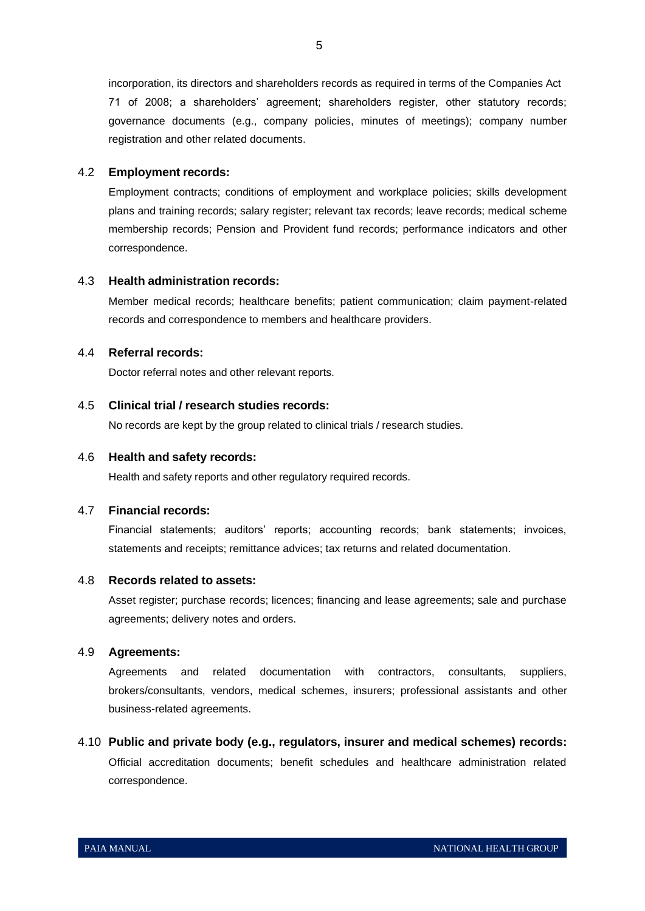incorporation, its directors and shareholders records as required in terms of the Companies Act 71 of 2008; a shareholders' agreement; shareholders register, other statutory records; governance documents (e.g., company policies, minutes of meetings); company number registration and other related documents.

### 4.2 Employment records:

Employment contracts; conditions of employment and workplace policies; skills development plans and training records; salary register; relevant tax records; leave records; medical scheme membership records; Pension and Provident fund records; performance indicators and other correspondence.

### 4.3 Health administration records:

Member medical records; healthcare benefits; patient communication; claim payment-related records and correspondence to members and healthcare providers.

### 4.4 Referral records:

Doctor referral notes and other relevant reports.

### 4.5 Clinical trial / research studies records:

No records are kept by the group related to clinical trials / research studies.

### 4.6 Health and safety records:

Health and safety reports and other regulatory required records.

### 4.7 Financial records:

Financial statements; auditors' reports; accounting records; bank statements; invoices, statements and receipts; remittance advices; tax returns and related documentation.

### 4.8 Records related to assets:

Asset register; purchase records; licences; financing and lease agreements; sale and purchase agreements; delivery notes and orders.

### 4.9 Agreements:

Agreements and related documentation with contractors, consultants, suppliers, brokers/consultants, vendors, medical schemes, insurers; professional assistants and other business-related agreements.

### 4.10 Public and private body (e.g., regulators, insurer and medical schemes) records:

Official accreditation documents; benefit schedules and healthcare administration related correspondence.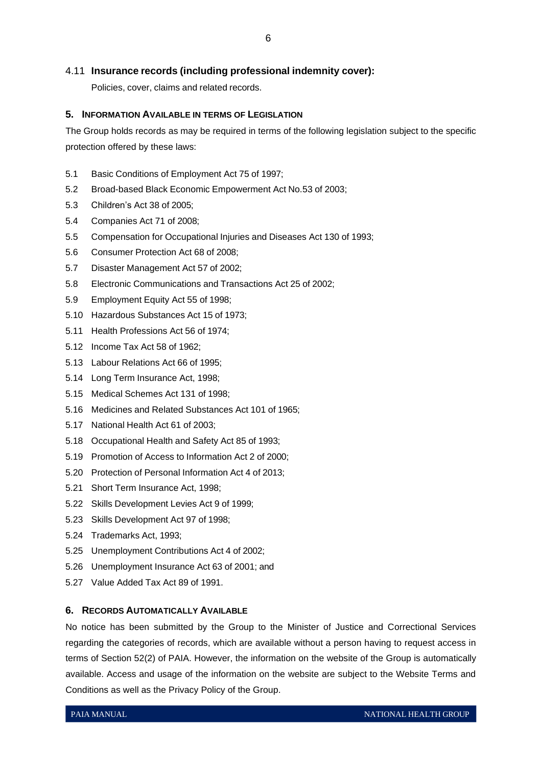### 4.11 **Insurance records (including professional indemnity cover):**

Policies, cover, claims and related records.

## 5. INFORMATION AVAILABLE IN TERMS OF LEGISLATION

The Group holds records as may be required in terms of the following legislation subject to the specific protection offered by these laws:

5.1 Basic Conditions of Employment Act 75 of 1997;

5.2 Broad-based Black Economic Empowerment Act No.53 of 2003;

5.3 Children's Act 38 of 2005;

5.4 Companies Act 71 of 2008;

5.5 Compensation for Occupational Injuries and Diseases Act 130 of 1993;

5.6 Consumer Protection Act 68 of 2008;

5.7 Disaster Management Act 57 of 2002;

5.8 Electronic Communications and Transactions Act 25 of 2002;

5.9 Employment Equity Act 55 of 1998;

5.10 Hazardous Substances Act 15 of 1973;

5.11 Health Professions Act 56 of 1974;

5.12 Income Tax Act 58 of 1962;

5.13 Labour Relations Act 66 of 1995;

5.14 Long Term Insurance Act, 1998;

5.15 Medical Schemes Act 131 of 1998;

5.16 Medicines and Related Substances Act 101 of 1965;

5.17 National Health Act 61 of 2003;

5.18 Occupational Health and Safety Act 85 of 1993;

5.19 Promotion of Access to Information Act 2 of 2000;

5.20 Protection of Personal Information Act 4 of 2013;

5.21 Short Term Insurance Act, 1998;

5.22 Skills Development Levies Act 9 of 1999;

5.23 Skills Development Act 97 of 1998;

5.24 Trademarks Act, 1993;

5.25 Unemployment Contributions Act 4 of 2002;

5.26 Unemployment Insurance Act 63 of 2001; and

5.27 Value Added Tax Act 89 of 1991.

## 6. RECORDS AUTOMATICALLY AVAILABLE

No notice has been submitted by the Group to the Minister of Justice and Correctional Services regarding the categories of records, which are available without a person having to request access in terms of Section 52(2) of PAIA. However, the information on the website of the Group is automatically available. Access and usage of the information on the website are subject to the Website Terms and Conditions as well as the Privacy Policy of the Group.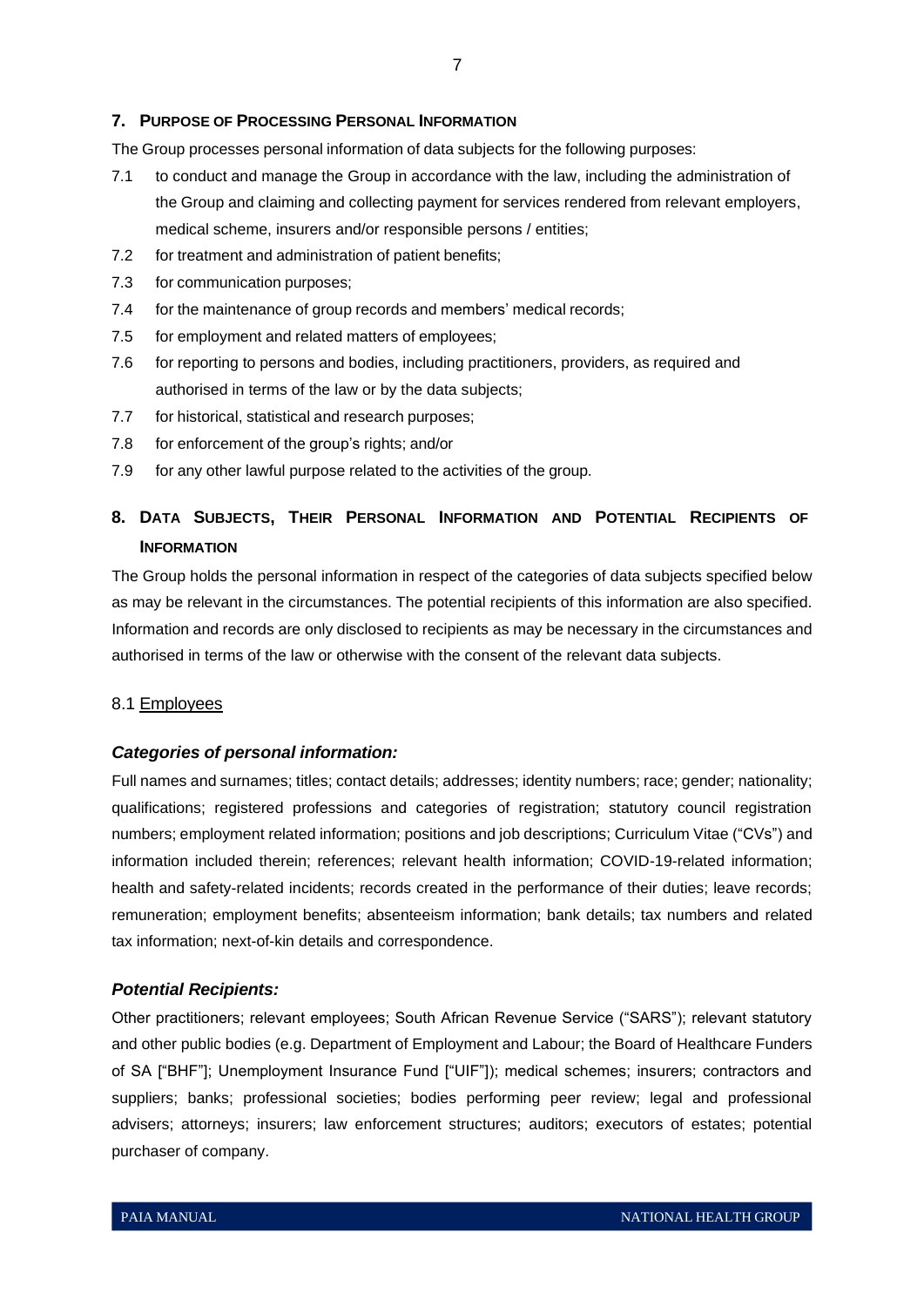## 7. Purpose of Processing Personal Information

The Group processes personal information of data subjects for the following purposes:

7.1 to conduct and manage the Group in accordance with the law, including the administration of the Group and claiming and collecting payment for services rendered from relevant employers, medical scheme, insurers and/or responsible persons / entities;

7.2 for treatment and administration of patient benefits;

7.3 for communication purposes;

7.4 for the maintenance of group records and members' medical records;

7.5 for employment and related matters of employees;

7.6 for reporting to persons and bodies, including practitioners, providers, as required and authorised in terms of the law or by the data subjects;

7.7 for historical, statistical and research purposes;

7.8 for enforcement of the group's rights; and/or

7.9 for any other lawful purpose related to the activities of the group.

## 8. Data Subjects, Their Personal Information and Potential Recipients of Information

The Group holds the personal information in respect of the categories of data subjects specified below as may be relevant in the circumstances. The potential recipients of this information are also specified. Information and records are only disclosed to recipients as may be necessary in the circumstances and authorised in terms of the law or otherwise with the consent of the relevant data subjects.

### 8.1 Employees

***Categories of personal information:***

Full names and surnames; titles; contact details; addresses; identity numbers; race; gender; nationality; qualifications; registered professions and categories of registration; statutory council registration numbers; employment related information; positions and job descriptions; Curriculum Vitae ("CVs") and information included therein; references; relevant health information; COVID-19-related information; health and safety-related incidents; records created in the performance of their duties; leave records; remuneration; employment benefits; absenteeism information; bank details; tax numbers and related tax information; next-of-kin details and correspondence.

***Potential Recipients:***

Other practitioners; relevant employees; South African Revenue Service ("SARS"); relevant statutory and other public bodies (e.g. Department of Employment and Labour; the Board of Healthcare Funders of SA ["BHF"]; Unemployment Insurance Fund ["UIF"]); medical schemes; insurers; contractors and suppliers; banks; professional societies; bodies performing peer review; legal and professional advisers; attorneys; insurers; law enforcement structures; auditors; executors of estates; potential purchaser of company.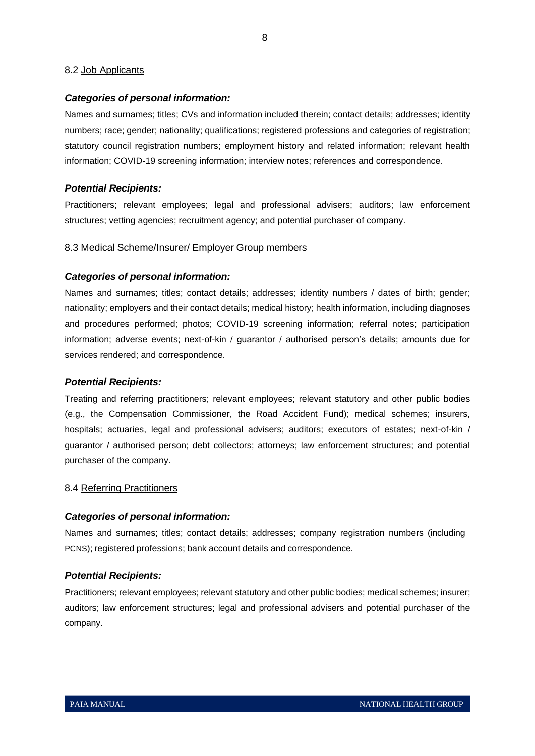8.2 Job Applicants

***Categories of personal information:***

Names and surnames; titles; CVs and information included therein; contact details; addresses; identity numbers; race; gender; nationality; qualifications; registered professions and categories of registration; statutory council registration numbers; employment history and related information; relevant health information; COVID-19 screening information; interview notes; references and correspondence.

***Potential Recipients:***

Practitioners; relevant employees; legal and professional advisers; auditors; law enforcement structures; vetting agencies; recruitment agency; and potential purchaser of company.

8.3 Medical Scheme/Insurer/ Employer Group members

***Categories of personal information:***

Names and surnames; titles; contact details; addresses; identity numbers / dates of birth; gender; nationality; employers and their contact details; medical history; health information, including diagnoses and procedures performed; photos; COVID-19 screening information; referral notes; participation information; adverse events; next-of-kin / guarantor / authorised person's details; amounts due for services rendered; and correspondence.

***Potential Recipients:***

Treating and referring practitioners; relevant employees; relevant statutory and other public bodies (e.g., the Compensation Commissioner, the Road Accident Fund); medical schemes; insurers, hospitals; actuaries, legal and professional advisers; auditors; executors of estates; next-of-kin / guarantor / authorised person; debt collectors; attorneys; law enforcement structures; and potential purchaser of the company.

8.4 Referring Practitioners

***Categories of personal information:***

Names and surnames; titles; contact details; addresses; company registration numbers (including PCNS); registered professions; bank account details and correspondence.

***Potential Recipients:***

Practitioners; relevant employees; relevant statutory and other public bodies; medical schemes; insurer; auditors; law enforcement structures; legal and professional advisers and potential purchaser of the company.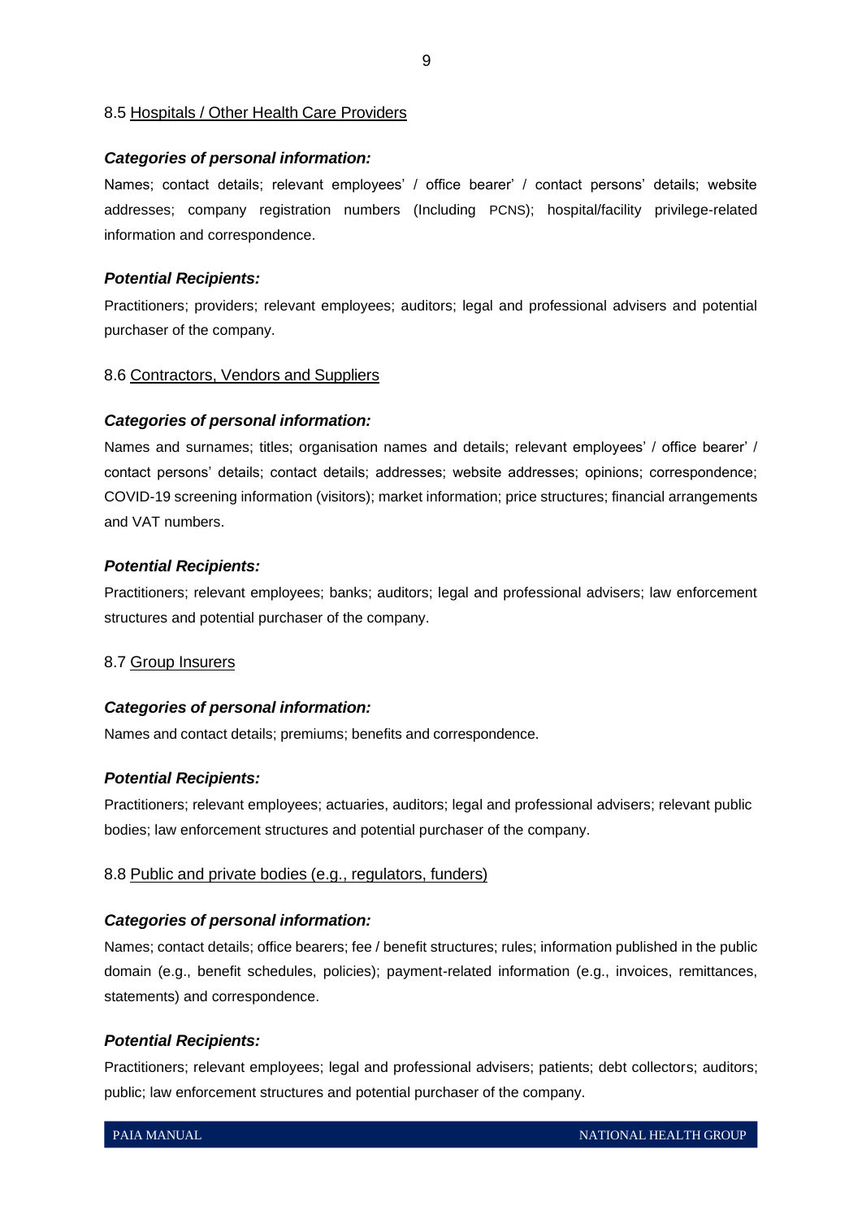### 8.5 Hospitals / Other Health Care Providers

***Categories of personal information:***

Names; contact details; relevant employees' / office bearer' / contact persons' details; website addresses; company registration numbers (Including PCNS); hospital/facility privilege-related information and correspondence.

***Potential Recipients:***

Practitioners; providers; relevant employees; auditors; legal and professional advisers and potential purchaser of the company.

### 8.6 Contractors, Vendors and Suppliers

***Categories of personal information:***

Names and surnames; titles; organisation names and details; relevant employees' / office bearer' / contact persons' details; contact details; addresses; website addresses; opinions; correspondence; COVID-19 screening information (visitors); market information; price structures; financial arrangements and VAT numbers.

***Potential Recipients:***

Practitioners; relevant employees; banks; auditors; legal and professional advisers; law enforcement structures and potential purchaser of the company.

### 8.7 Group Insurers

***Categories of personal information:***

Names and contact details; premiums; benefits and correspondence.

***Potential Recipients:***

Practitioners; relevant employees; actuaries, auditors; legal and professional advisers; relevant public bodies; law enforcement structures and potential purchaser of the company.

### 8.8 Public and private bodies (e.g., regulators, funders)

***Categories of personal information:***

Names; contact details; office bearers; fee / benefit structures; rules; information published in the public domain (e.g., benefit schedules, policies); payment-related information (e.g., invoices, remittances, statements) and correspondence.

***Potential Recipients:***

Practitioners; relevant employees; legal and professional advisers; patients; debt collectors; auditors; public; law enforcement structures and potential purchaser of the company.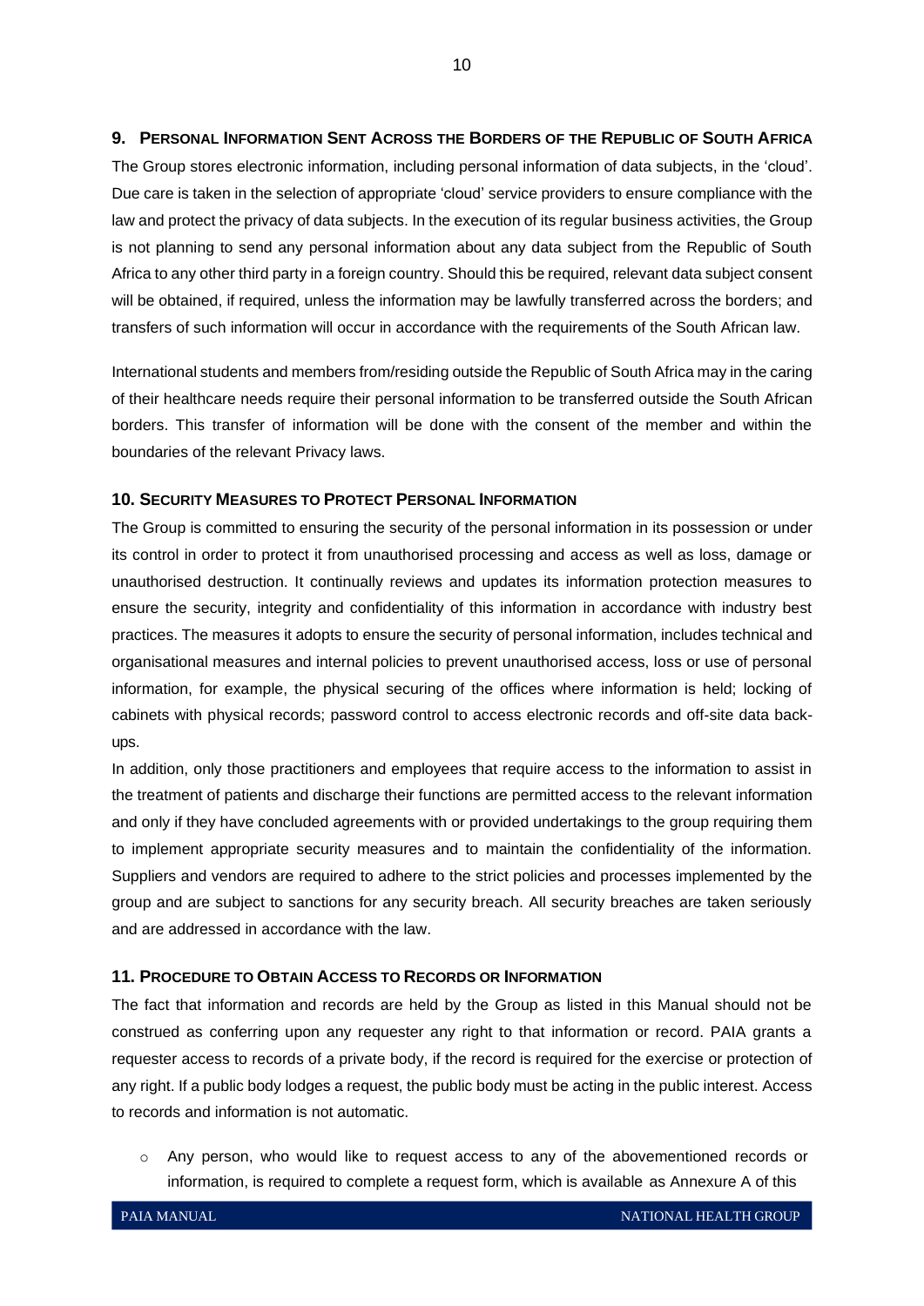## 9. Personal Information Sent Across the Borders of the Republic of South Africa

The Group stores electronic information, including personal information of data subjects, in the 'cloud'. Due care is taken in the selection of appropriate 'cloud' service providers to ensure compliance with the law and protect the privacy of data subjects. In the execution of its regular business activities, the Group is not planning to send any personal information about any data subject from the Republic of South Africa to any other third party in a foreign country. Should this be required, relevant data subject consent will be obtained, if required, unless the information may be lawfully transferred across the borders; and transfers of such information will occur in accordance with the requirements of the South African law.

International students and members from/residing outside the Republic of South Africa may in the caring of their healthcare needs require their personal information to be transferred outside the South African borders. This transfer of information will be done with the consent of the member and within the boundaries of the relevant Privacy laws.

## 10. Security Measures to Protect Personal Information

The Group is committed to ensuring the security of the personal information in its possession or under its control in order to protect it from unauthorised processing and access as well as loss, damage or unauthorised destruction. It continually reviews and updates its information protection measures to ensure the security, integrity and confidentiality of this information in accordance with industry best practices. The measures it adopts to ensure the security of personal information, includes technical and organisational measures and internal policies to prevent unauthorised access, loss or use of personal information, for example, the physical securing of the offices where information is held; locking of cabinets with physical records; password control to access electronic records and off-site data back-ups.

In addition, only those practitioners and employees that require access to the information to assist in the treatment of patients and discharge their functions are permitted access to the relevant information and only if they have concluded agreements with or provided undertakings to the group requiring them to implement appropriate security measures and to maintain the confidentiality of the information. Suppliers and vendors are required to adhere to the strict policies and processes implemented by the group and are subject to sanctions for any security breach. All security breaches are taken seriously and are addressed in accordance with the law.

## 11. Procedure to Obtain Access to Records or Information

The fact that information and records are held by the Group as listed in this Manual should not be construed as conferring upon any requester any right to that information or record. PAIA grants a requester access to records of a private body, if the record is required for the exercise or protection of any right. If a public body lodges a request, the public body must be acting in the public interest. Access to records and information is not automatic.

- Any person, who would like to request access to any of the abovementioned records or information, is required to complete a request form, which is available as Annexure A of this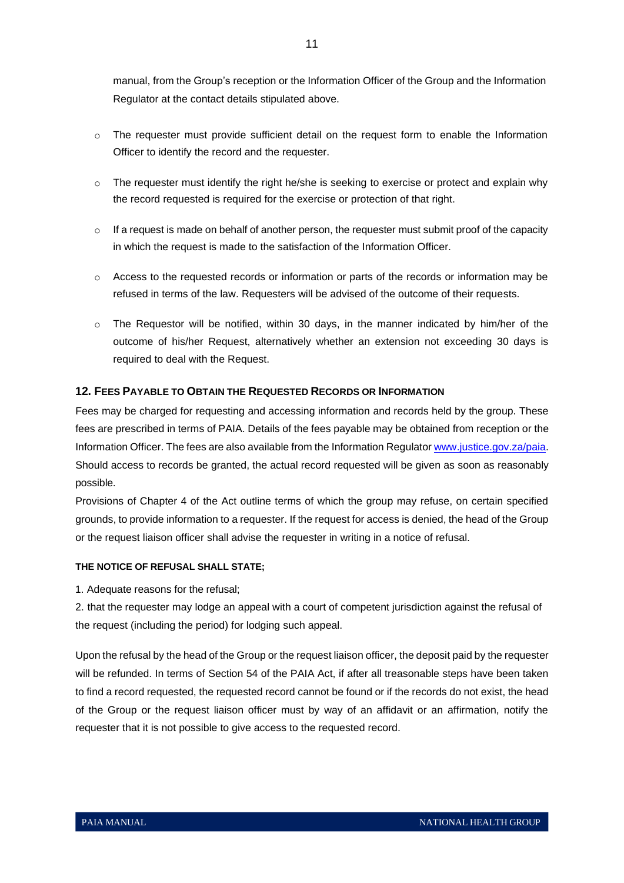manual, from the Group's reception or the Information Officer of the Group and the Information Regulator at the contact details stipulated above.

- The requester must provide sufficient detail on the request form to enable the Information Officer to identify the record and the requester.
- The requester must identify the right he/she is seeking to exercise or protect and explain why the record requested is required for the exercise or protection of that right.
- If a request is made on behalf of another person, the requester must submit proof of the capacity in which the request is made to the satisfaction of the Information Officer.
- Access to the requested records or information or parts of the records or information may be refused in terms of the law. Requesters will be advised of the outcome of their requests.
- The Requestor will be notified, within 30 days, in the manner indicated by him/her of the outcome of his/her Request, alternatively whether an extension not exceeding 30 days is required to deal with the Request.

## 12. FEES PAYABLE TO OBTAIN THE REQUESTED RECORDS OR INFORMATION

Fees may be charged for requesting and accessing information and records held by the group. These fees are prescribed in terms of PAIA. Details of the fees payable may be obtained from reception or the Information Officer. The fees are also available from the Information Regulator www.justice.gov.za/paia. Should access to records be granted, the actual record requested will be given as soon as reasonably possible.

Provisions of Chapter 4 of the Act outline terms of which the group may refuse, on certain specified grounds, to provide information to a requester. If the request for access is denied, the head of the Group or the request liaison officer shall advise the requester in writing in a notice of refusal.

**THE NOTICE OF REFUSAL SHALL STATE;**

1. Adequate reasons for the refusal;
2. that the requester may lodge an appeal with a court of competent jurisdiction against the refusal of the request (including the period) for lodging such appeal.

Upon the refusal by the head of the Group or the request liaison officer, the deposit paid by the requester will be refunded. In terms of Section 54 of the PAIA Act, if after all treasonable steps have been taken to find a record requested, the requested record cannot be found or if the records do not exist, the head of the Group or the request liaison officer must by way of an affidavit or an affirmation, notify the requester that it is not possible to give access to the requested record.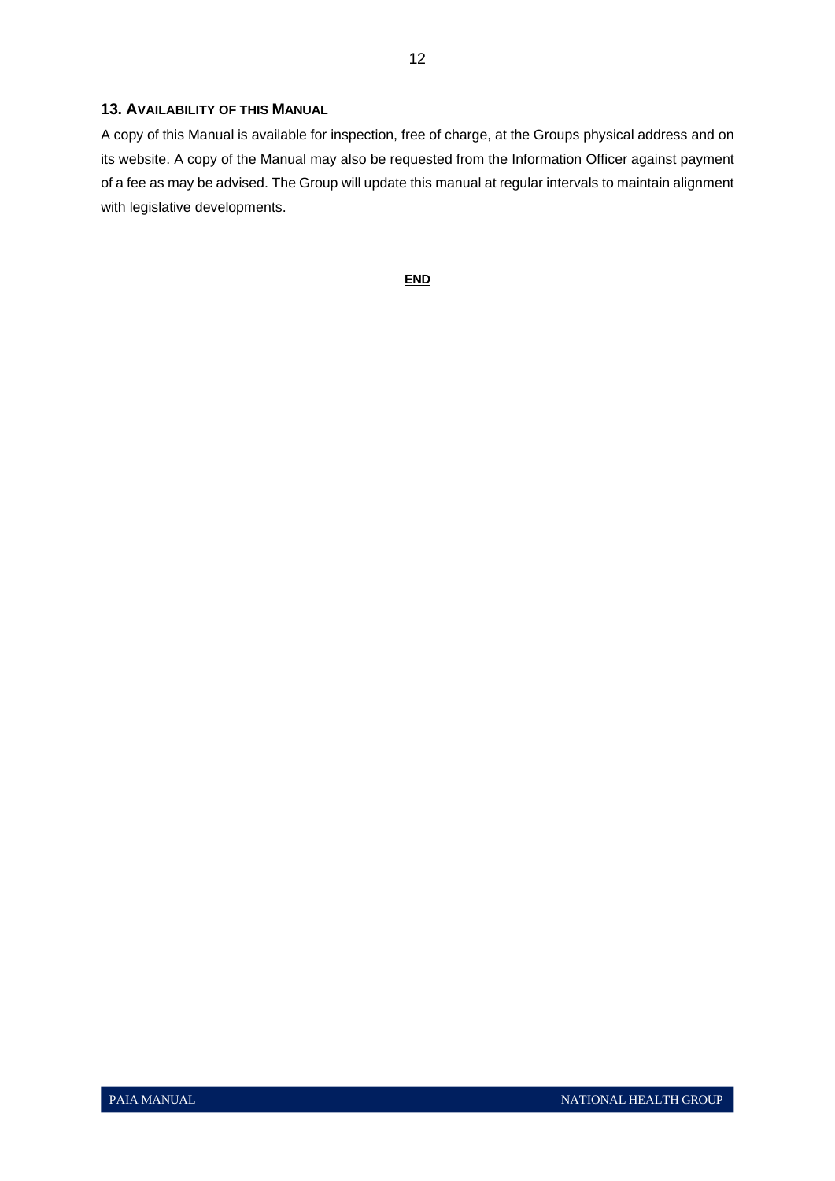## 13. Availability of this Manual

A copy of this Manual is available for inspection, free of charge, at the Groups physical address and on its website. A copy of the Manual may also be requested from the Information Officer against payment of a fee as may be advised. The Group will update this manual at regular intervals to maintain alignment with legislative developments.

**END**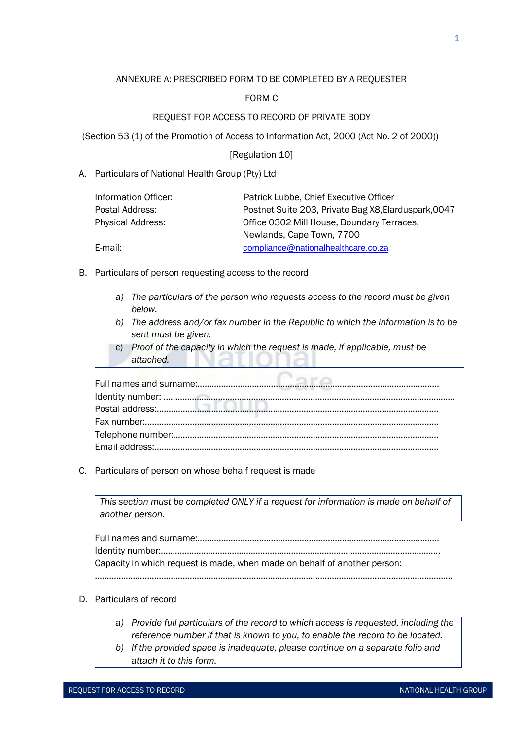ANNEXURE A: PRESCRIBED FORM TO BE COMPLETED BY A REQUESTER

FORM C

REQUEST FOR ACCESS TO RECORD OF PRIVATE BODY

(Section 53 (1) of the Promotion of Access to Information Act, 2000 (Act No. 2 of 2000))

[Regulation 10]

A. Particulars of National Health Group (Pty) Ltd

| | |
|---|---|
| Information Officer: | Patrick Lubbe, Chief Executive Officer |
| Postal Address: | Postnet Suite 203, Private Bag X8,Elarduspark,0047 |
| Physical Address: | Office 0302 Mill House, Boundary Terraces, Newlands, Cape Town, 7700 |
| E-mail: | compliance@nationalhealthcare.co.za |

B. Particulars of person requesting access to the record

> a) *The particulars of the person who requests access to the record must be given below.*
> b) *The address and/or fax number in the Republic to which the information is to be sent must be given.*
> c) *Proof of the capacity in which the request is made, if applicable, must be attached.*

Full names and surname:.......................................................................................................

Identity number: .......................................................................................................................

Postal address:..........................................................................................................................

Fax number:...............................................................................................................................

Telephone number:...................................................................................................................

Email address:...........................................................................................................................

C. Particulars of person on whose behalf request is made

> *This section must be completed ONLY if a request for information is made on behalf of another person.*

Full names and surname:.......................................................................................................

Identity number:........................................................................................................................

Capacity in which request is made, when made on behalf of another person:

.......................................................................................................................................................

D. Particulars of record

> a) *Provide full particulars of the record to which access is requested, including the reference number if that is known to you, to enable the record to be located.*
> b) *If the provided space is inadequate, please continue on a separate folio and attach it to this form.*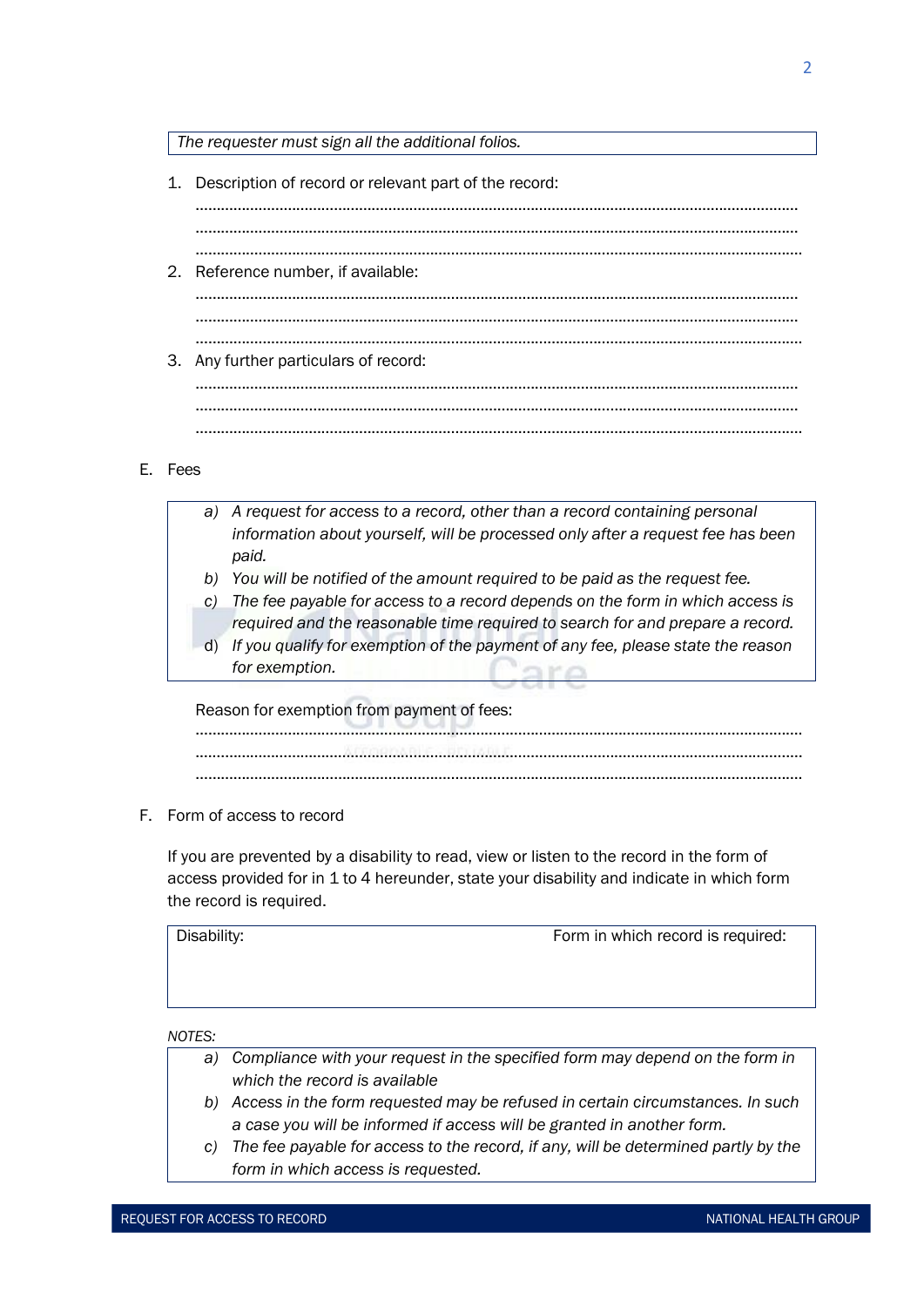| The requester must sign all the additional folios. |
|---|

1. Description of record or relevant part of the record:
   ................................................................................................................................................
   ................................................................................................................................................
   ................................................................................................................................................
2. Reference number, if available:
   ................................................................................................................................................
   ................................................................................................................................................
   ................................................................................................................................................
3. Any further particulars of record:
   ................................................................................................................................................
   ................................................................................................................................................
   ................................................................................................................................................

E. Fees

> *a) A request for access to a record, other than a record containing personal information about yourself, will be processed only after a request fee has been paid.*
> *b) You will be notified of the amount required to be paid as the request fee.*
> *c) The fee payable for access to a record depends on the form in which access is required and the reasonable time required to search for and prepare a record.*
> *d) If you qualify for exemption of the payment of any fee, please state the reason for exemption.*

Reason for exemption from payment of fees:
................................................................................................................................................
................................................................................................................................................
................................................................................................................................................

F. Form of access to record

If you are prevented by a disability to read, view or listen to the record in the form of access provided for in 1 to 4 hereunder, state your disability and indicate in which form the record is required.

| Disability: | Form in which record is required: |
|---|---|
| | |

*NOTES:*

> *a) Compliance with your request in the specified form may depend on the form in which the record is available*
> *b) Access in the form requested may be refused in certain circumstances. In such a case you will be informed if access will be granted in another form.*
> *c) The fee payable for access to the record, if any, will be determined partly by the form in which access is requested.*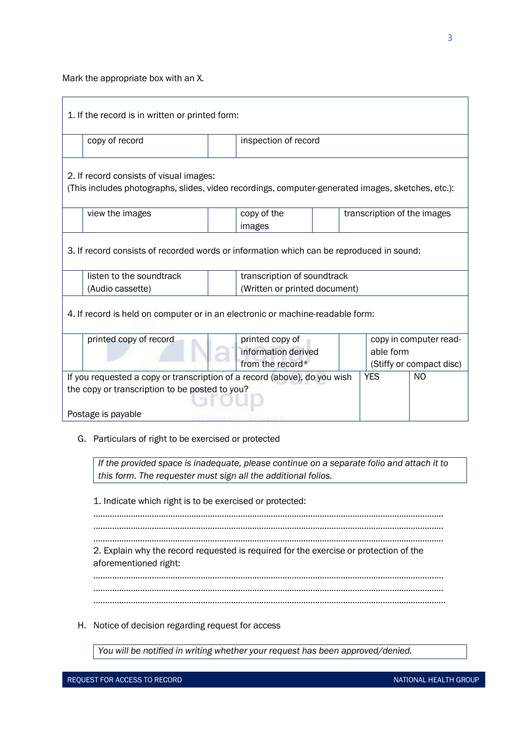Mark the appropriate box with an X.

| | | | | | |
|---|---|---|---|---|---|
| 1. If the record is in written or printed form: | | | | | |
| | copy of record | | inspection of record | | |
| 2. If record consists of visual images:<br>(This includes photographs, slides, video recordings, computer-generated images, sketches, etc.): | | | | | |
| | view the images | | copy of the images | | transcription of the images |
| 3. If record consists of recorded words or information which can be reproduced in sound: | | | | | |
| | listen to the soundtrack (Audio cassette) | | transcription of soundtrack (Written or printed document) | | |
| 4. If record is held on computer or in an electronic or machine-readable form: | | | | | |
| | printed copy of record | | printed copy of information derived from the record* | | copy in computer read-able form (Stiffy or compact disc) |
| If you requested a copy or transcription of a record (above), do you wish the copy or transcription to be posted to you?<br><br>Postage is payable | | | | YES | NO |

G. Particulars of right to be exercised or protected

*If the provided space is inadequate, please continue on a separate folio and attach it to this form. The requester must sign all the additional folios.*

1. Indicate which right is to be exercised or protected:

……………………………………………………………………………………………………………………………………
……………………………………………………………………………………………………………………………………
……………………………………………………………………………………………………………………………………

2. Explain why the record requested is required for the exercise or protection of the aforementioned right:

……………………………………………………………………………………………………………………………………
……………………………………………………………………………………………………………………………………
……………………………………………………………………………………………………………………………………

H. Notice of decision regarding request for access

*You will be notified in writing whether your request has been approved/denied.*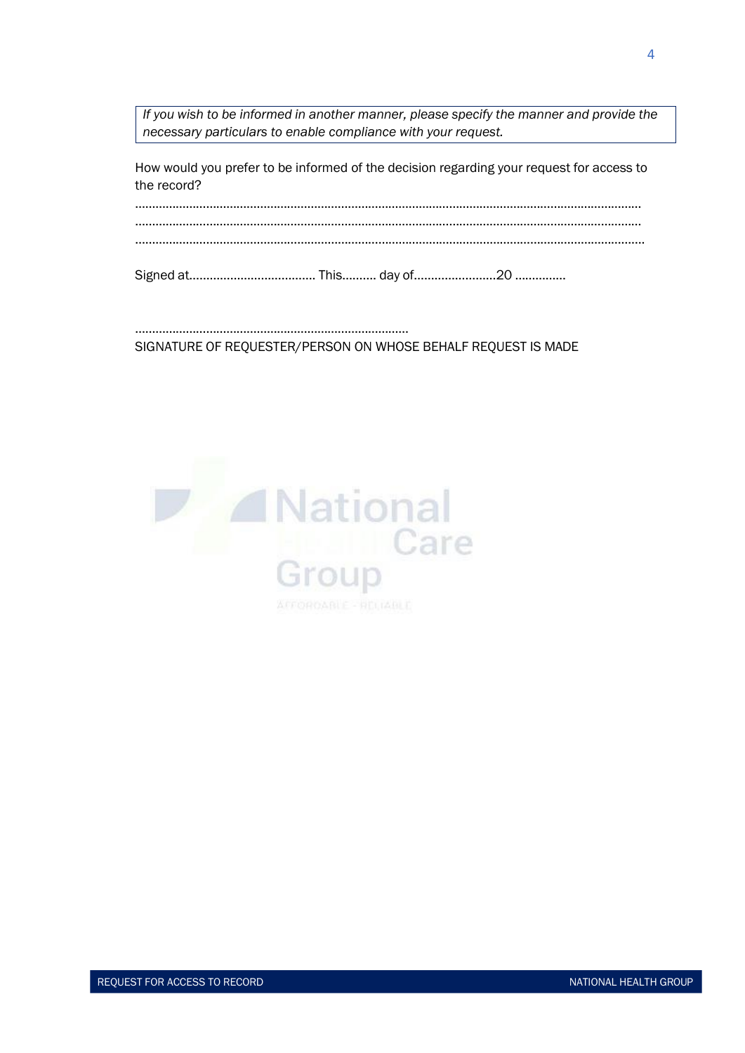*If you wish to be informed in another manner, please specify the manner and provide the necessary particulars to enable compliance with your request.*

How would you prefer to be informed of the decision regarding your request for access to the record?

…………………………………………………………………………………………………………………………………………
…………………………………………………………………………………………………………………………………………
…………………………………………………………………………………………………………………………………………

Signed at……………………………… This………. day of……………………20 ……………

………………………………………………………………………
SIGNATURE OF REQUESTER/PERSON ON WHOSE BEHALF REQUEST IS MADE